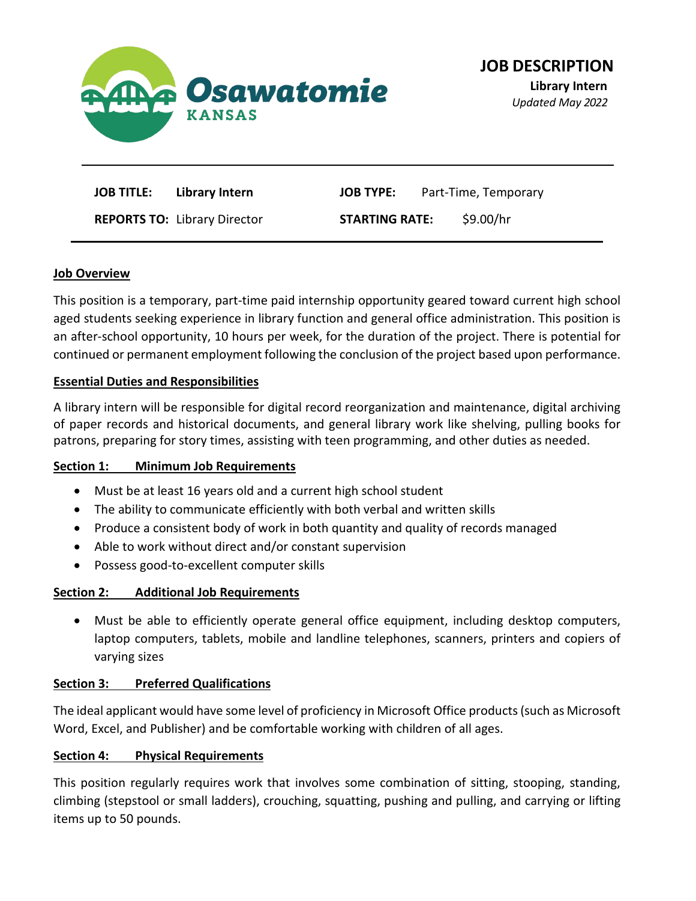Osawatomie KANSAS

# JOB DESCRIPTION

**Library Intern**

*Updated May 2022*

| | | | |
|---|---|---|---|
| **JOB TITLE:** | **Library Intern** | **JOB TYPE:** | Part-Time, Temporary |
| **REPORTS TO:** | Library Director | **STARTING RATE:** | $9.00/hr |

## Job Overview

This position is a temporary, part-time paid internship opportunity geared toward current high school aged students seeking experience in library function and general office administration. This position is an after-school opportunity, 10 hours per week, for the duration of the project. There is potential for continued or permanent employment following the conclusion of the project based upon performance.

## Essential Duties and Responsibilities

A library intern will be responsible for digital record reorganization and maintenance, digital archiving of paper records and historical documents, and general library work like shelving, pulling books for patrons, preparing for story times, assisting with teen programming, and other duties as needed.

### Section 1: Minimum Job Requirements

- Must be at least 16 years old and a current high school student
- The ability to communicate efficiently with both verbal and written skills
- Produce a consistent body of work in both quantity and quality of records managed
- Able to work without direct and/or constant supervision
- Possess good-to-excellent computer skills

### Section 2: Additional Job Requirements

- Must be able to efficiently operate general office equipment, including desktop computers, laptop computers, tablets, mobile and landline telephones, scanners, printers and copiers of varying sizes

### Section 3: Preferred Qualifications

The ideal applicant would have some level of proficiency in Microsoft Office products (such as Microsoft Word, Excel, and Publisher) and be comfortable working with children of all ages.

### Section 4: Physical Requirements

This position regularly requires work that involves some combination of sitting, stooping, standing, climbing (stepstool or small ladders), crouching, squatting, pushing and pulling, and carrying or lifting items up to 50 pounds.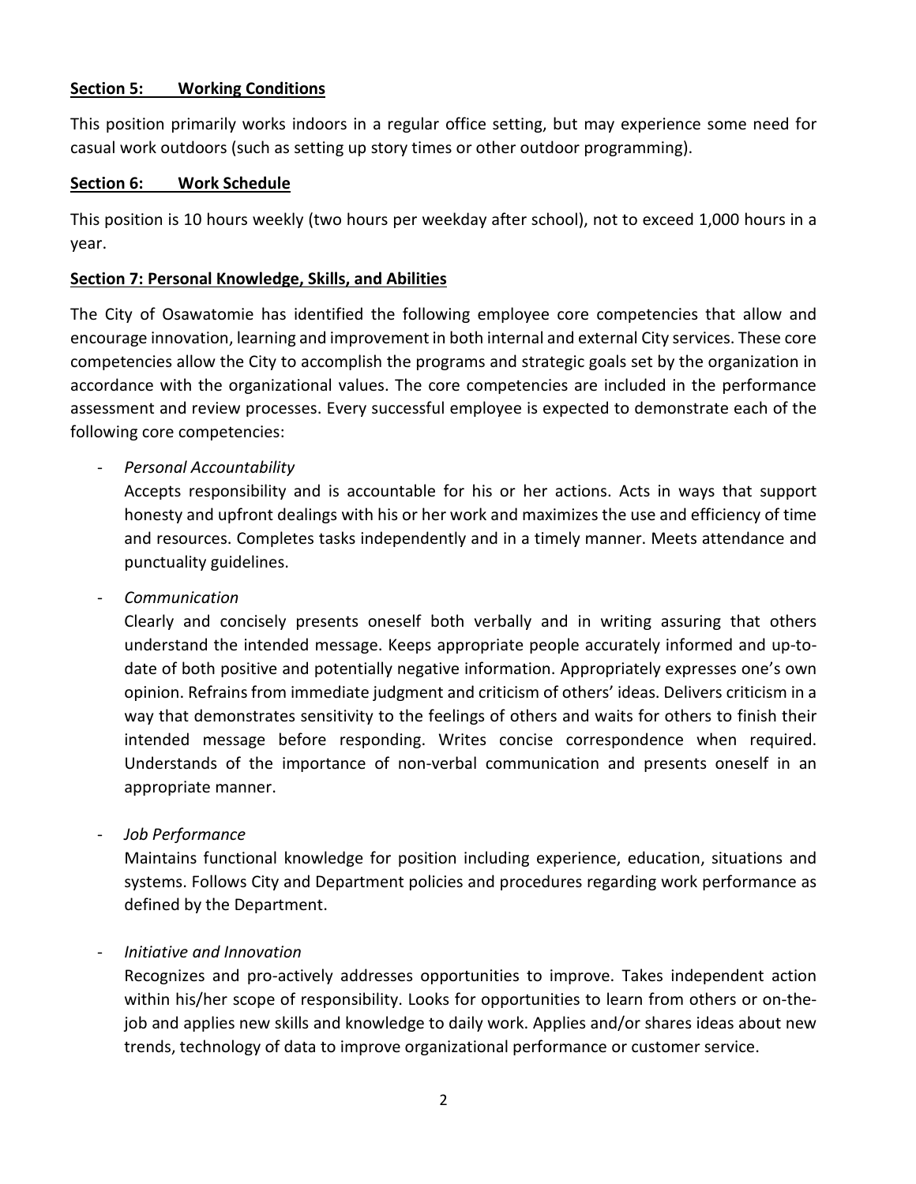**<u>Section 5: Working Conditions</u>**

This position primarily works indoors in a regular office setting, but may experience some need for casual work outdoors (such as setting up story times or other outdoor programming).

**<u>Section 6: Work Schedule</u>**

This position is 10 hours weekly (two hours per weekday after school), not to exceed 1,000 hours in a year.

**<u>Section 7: Personal Knowledge, Skills, and Abilities</u>**

The City of Osawatomie has identified the following employee core competencies that allow and encourage innovation, learning and improvement in both internal and external City services. These core competencies allow the City to accomplish the programs and strategic goals set by the organization in accordance with the organizational values. The core competencies are included in the performance assessment and review processes. Every successful employee is expected to demonstrate each of the following core competencies:

- *Personal Accountability*
  Accepts responsibility and is accountable for his or her actions. Acts in ways that support honesty and upfront dealings with his or her work and maximizes the use and efficiency of time and resources. Completes tasks independently and in a timely manner. Meets attendance and punctuality guidelines.

- *Communication*
  Clearly and concisely presents oneself both verbally and in writing assuring that others understand the intended message. Keeps appropriate people accurately informed and up-to-date of both positive and potentially negative information. Appropriately expresses one's own opinion. Refrains from immediate judgment and criticism of others' ideas. Delivers criticism in a way that demonstrates sensitivity to the feelings of others and waits for others to finish their intended message before responding. Writes concise correspondence when required. Understands of the importance of non-verbal communication and presents oneself in an appropriate manner.

- *Job Performance*
  Maintains functional knowledge for position including experience, education, situations and systems. Follows City and Department policies and procedures regarding work performance as defined by the Department.

- *Initiative and Innovation*
  Recognizes and pro-actively addresses opportunities to improve. Takes independent action within his/her scope of responsibility. Looks for opportunities to learn from others or on-the-job and applies new skills and knowledge to daily work. Applies and/or shares ideas about new trends, technology of data to improve organizational performance or customer service.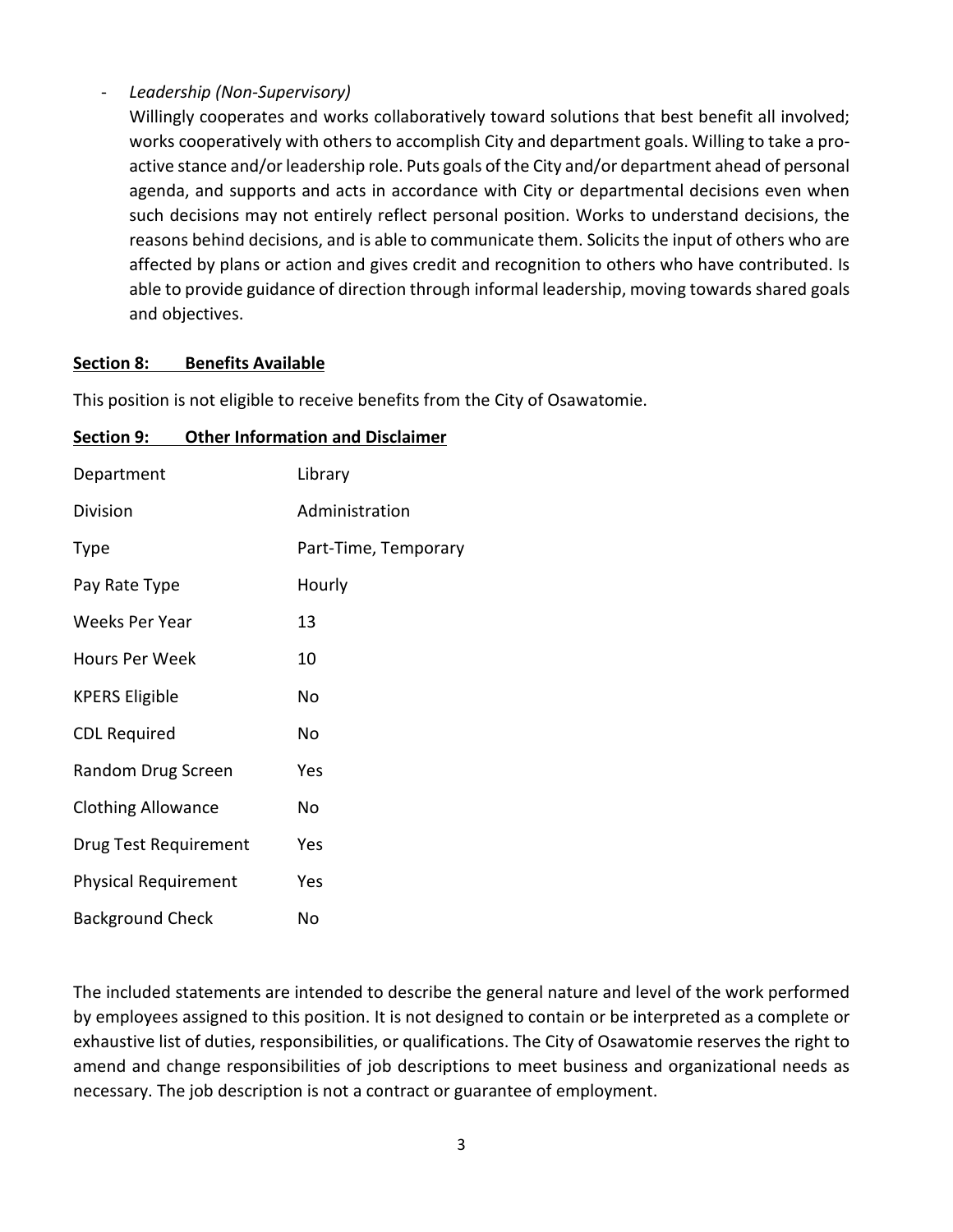- *Leadership (Non-Supervisory)*

  Willingly cooperates and works collaboratively toward solutions that best benefit all involved; works cooperatively with others to accomplish City and department goals. Willing to take a pro-active stance and/or leadership role. Puts goals of the City and/or department ahead of personal agenda, and supports and acts in accordance with City or departmental decisions even when such decisions may not entirely reflect personal position. Works to understand decisions, the reasons behind decisions, and is able to communicate them. Solicits the input of others who are affected by plans or action and gives credit and recognition to others who have contributed. Is able to provide guidance of direction through informal leadership, moving towards shared goals and objectives.

**Section 8: Benefits Available**

This position is not eligible to receive benefits from the City of Osawatomie.

**Section 9: Other Information and Disclaimer**

| | |
|---|---|
| Department | Library |
| Division | Administration |
| Type | Part-Time, Temporary |
| Pay Rate Type | Hourly |
| Weeks Per Year | 13 |
| Hours Per Week | 10 |
| KPERS Eligible | No |
| CDL Required | No |
| Random Drug Screen | Yes |
| Clothing Allowance | No |
| Drug Test Requirement | Yes |
| Physical Requirement | Yes |
| Background Check | No |

The included statements are intended to describe the general nature and level of the work performed by employees assigned to this position. It is not designed to contain or be interpreted as a complete or exhaustive list of duties, responsibilities, or qualifications. The City of Osawatomie reserves the right to amend and change responsibilities of job descriptions to meet business and organizational needs as necessary. The job description is not a contract or guarantee of employment.